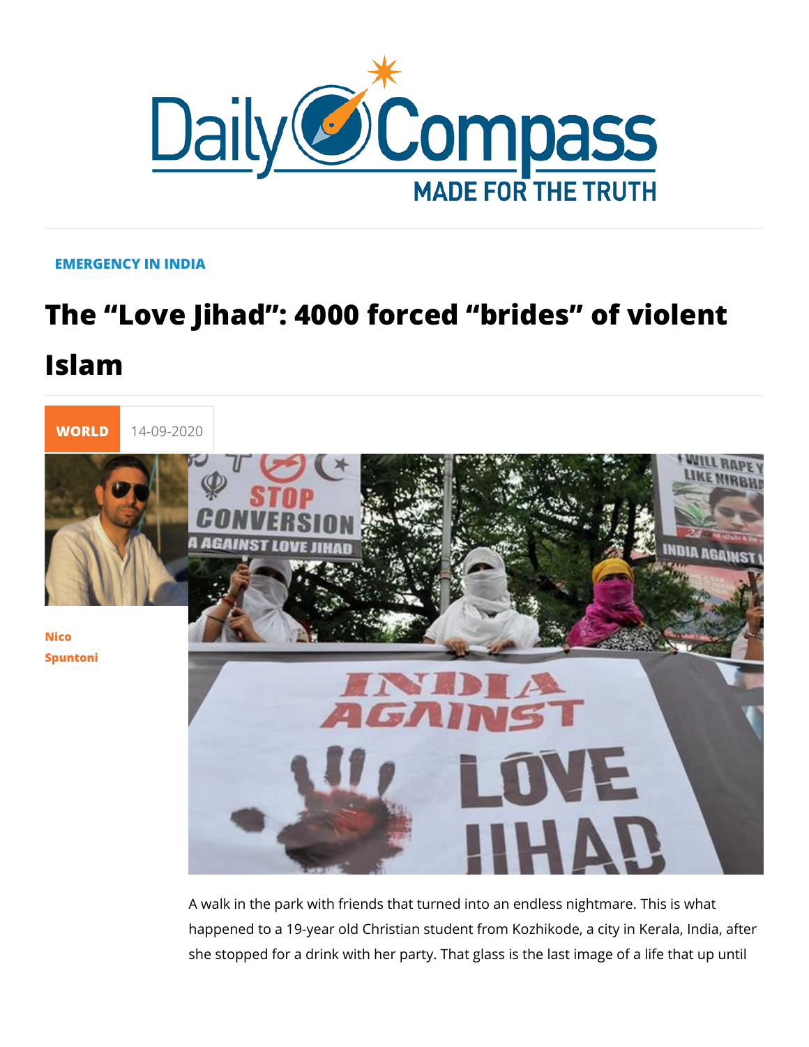EMERGENCY IN INDIA

# The “Love Jihad”: 4000 forced “brides” of violent Islam

WORLD 14-09-2020

Nico Spuntoni

A walk in the park with friends that turned into an endless nightmare. This is what happened to a 19-year old Christian student from Kozhikode, a city in Kerala, India, after she stopped for a drink with her party. That glass is the last image of a life that up until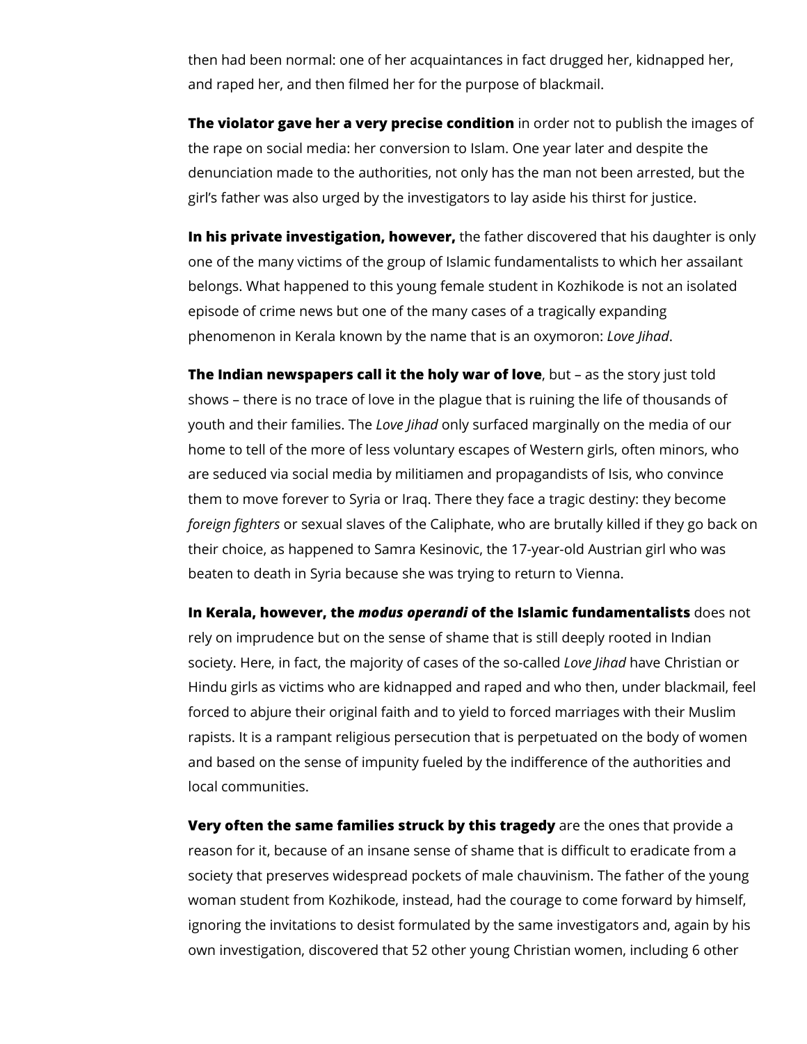then had been normal: one of her acquaintances in fact drugged her, kidnapped her, and raped her, and then filmed her for the purpose of blackmail.

**The violator gave her a very precise condition** in order not to publish the images of the rape on social media: her conversion to Islam. One year later and despite the denunciation made to the authorities, not only has the man not been arrested, but the girl's father was also urged by the investigators to lay aside his thirst for justice.

**In his private investigation, however,** the father discovered that his daughter is only one of the many victims of the group of Islamic fundamentalists to which her assailant belongs. What happened to this young female student in Kozhikode is not an isolated episode of crime news but one of the many cases of a tragically expanding phenomenon in Kerala known by the name that is an oxymoron: *Love Jihad*.

**The Indian newspapers call it the holy war of love**, but – as the story just told shows – there is no trace of love in the plague that is ruining the life of thousands of youth and their families. The *Love Jihad* only surfaced marginally on the media of our home to tell of the more of less voluntary escapes of Western girls, often minors, who are seduced via social media by militiamen and propagandists of Isis, who convince them to move forever to Syria or Iraq. There they face a tragic destiny: they become *foreign fighters* or sexual slaves of the Caliphate, who are brutally killed if they go back on their choice, as happened to Samra Kesinovic, the 17-year-old Austrian girl who was beaten to death in Syria because she was trying to return to Vienna.

**In Kerala, however, the *modus operandi* of the Islamic fundamentalists** does not rely on imprudence but on the sense of shame that is still deeply rooted in Indian society. Here, in fact, the majority of cases of the so-called *Love Jihad* have Christian or Hindu girls as victims who are kidnapped and raped and who then, under blackmail, feel forced to abjure their original faith and to yield to forced marriages with their Muslim rapists. It is a rampant religious persecution that is perpetuated on the body of women and based on the sense of impunity fueled by the indifference of the authorities and local communities.

**Very often the same families struck by this tragedy** are the ones that provide a reason for it, because of an insane sense of shame that is difficult to eradicate from a society that preserves widespread pockets of male chauvinism. The father of the young woman student from Kozhikode, instead, had the courage to come forward by himself, ignoring the invitations to desist formulated by the same investigators and, again by his own investigation, discovered that 52 other young Christian women, including 6 other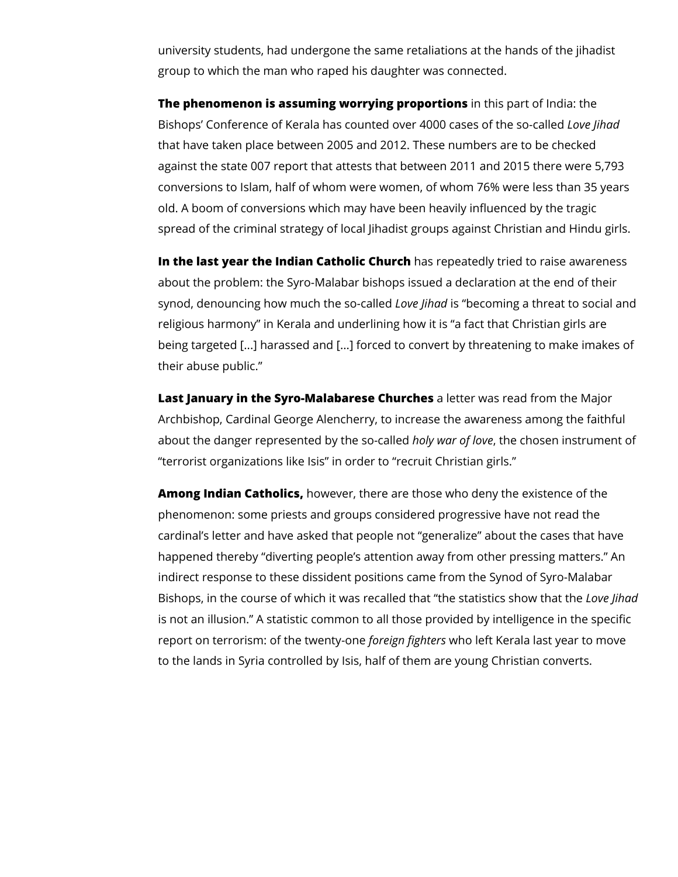university students, had undergone the same retaliations at the hands of the jihadist group to which the man who raped his daughter was connected.

**The phenomenon is assuming worrying proportions** in this part of India: the Bishops' Conference of Kerala has counted over 4000 cases of the so-called *Love Jihad* that have taken place between 2005 and 2012. These numbers are to be checked against the state 007 report that attests that between 2011 and 2015 there were 5,793 conversions to Islam, half of whom were women, of whom 76% were less than 35 years old. A boom of conversions which may have been heavily influenced by the tragic spread of the criminal strategy of local Jihadist groups against Christian and Hindu girls.

**In the last year the Indian Catholic Church** has repeatedly tried to raise awareness about the problem: the Syro-Malabar bishops issued a declaration at the end of their synod, denouncing how much the so-called *Love Jihad* is "becoming a threat to social and religious harmony" in Kerala and underlining how it is "a fact that Christian girls are being targeted [...] harassed and [...] forced to convert by threatening to make imakes of their abuse public."

**Last January in the Syro-Malabarese Churches** a letter was read from the Major Archbishop, Cardinal George Alencherry, to increase the awareness among the faithful about the danger represented by the so-called *holy war of love*, the chosen instrument of "terrorist organizations like Isis" in order to "recruit Christian girls."

**Among Indian Catholics,** however, there are those who deny the existence of the phenomenon: some priests and groups considered progressive have not read the cardinal's letter and have asked that people not "generalize" about the cases that have happened thereby "diverting people's attention away from other pressing matters." An indirect response to these dissident positions came from the Synod of Syro-Malabar Bishops, in the course of which it was recalled that "the statistics show that the *Love Jihad* is not an illusion." A statistic common to all those provided by intelligence in the specific report on terrorism: of the twenty-one *foreign fighters* who left Kerala last year to move to the lands in Syria controlled by Isis, half of them are young Christian converts.